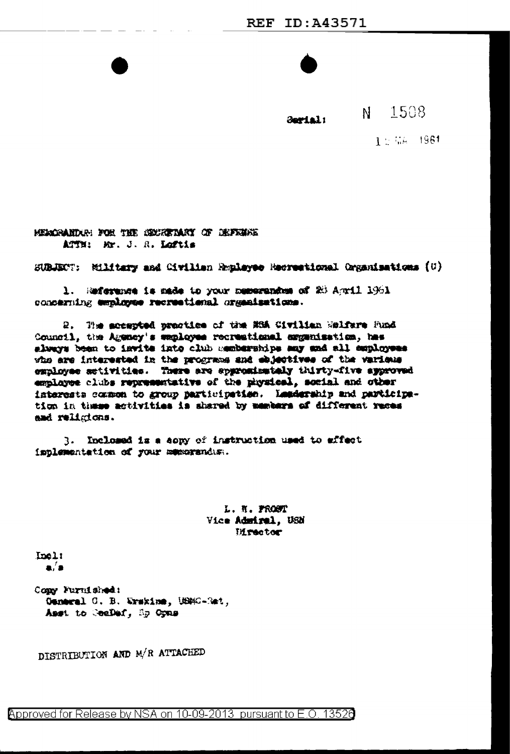REF ID:A43571

Serial: N 1508

1 ~ MAY 1961

MEMORANDUM FOR THE SECRETARY OF DEFENSE
ATTN: Mr. J. R. Loftis

SUBJECT: Military and Civilian Employee Recreational Organizations (U)

1. Reference is made to your memorandum of 28 April 1961 concerning employee recreational organizations.

2. The accepted practice of the NSA Civilian Welfare Fund Council, the Agency's employee recreational organization, has always been to invite into club memberships any and all employees who are interested in the programs and objectives of the various employee activities. There are approximately thirty-five approved employee clubs representative of the physical, social and other interests common to group participation. Leadership and participation in these activities is shared by members of different races and religions.

3. Inclosed is a copy of instruction used to effect implementation of your memorandum.

L. H. FROST
Vice Admiral, USN
Director

Incl:
a/s

Copy Furnished:
General G. B. Erskine, USMC-Ret,
Asst to SecDef, Sp Opns

DISTRIBUTION AND M/R ATTACHED

Approved for Release by NSA on 10-09-2013 pursuant to E.O. 13526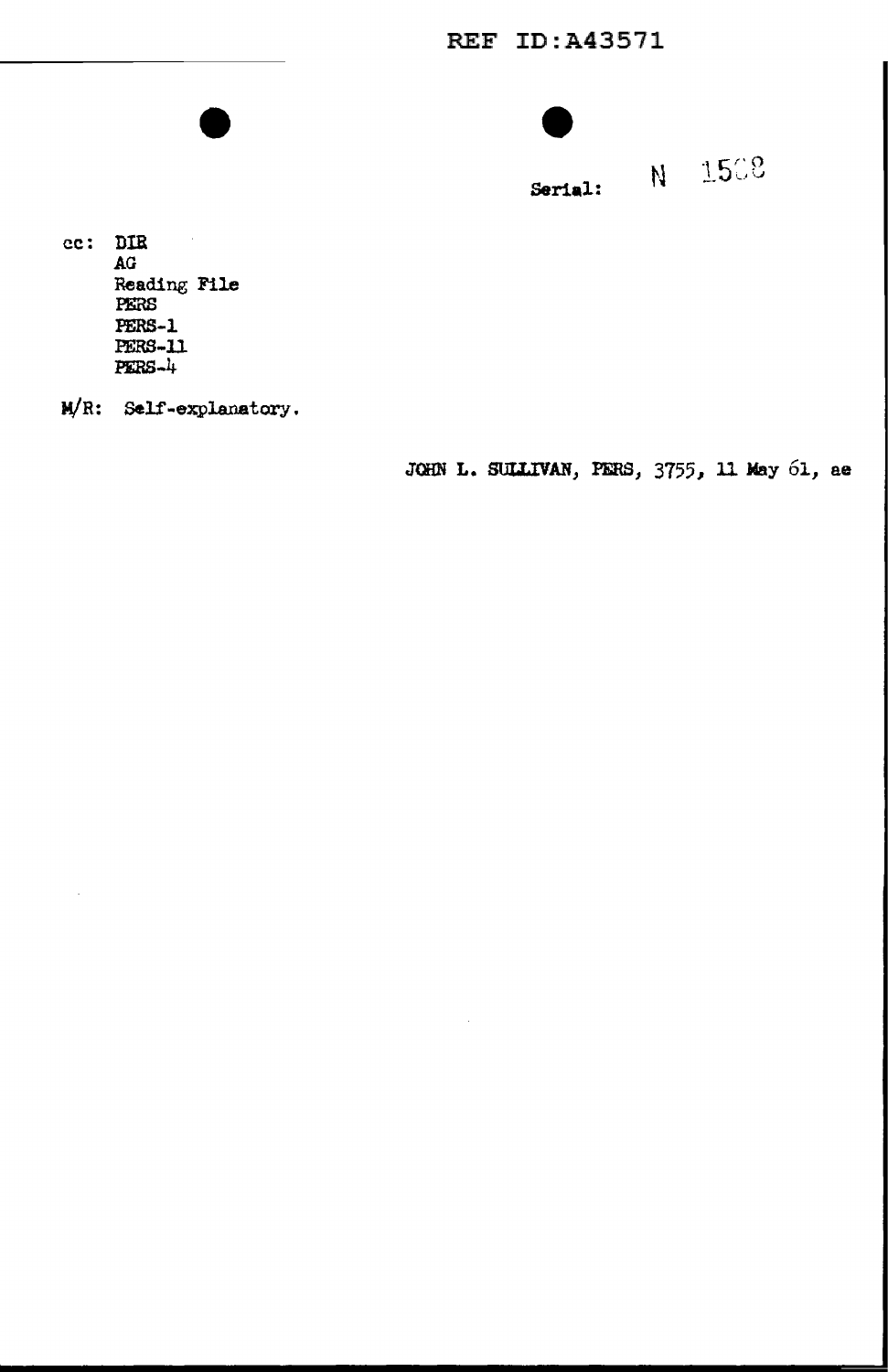REF ID:A43571

Serial: N 1508

cc: DIR
AG
Reading File
PERS
PERS-1
PERS-11
PERS-4

M/R: Self-explanatory.

JOHN L. SULLIVAN, PERS, 3755, 11 May 61, ae